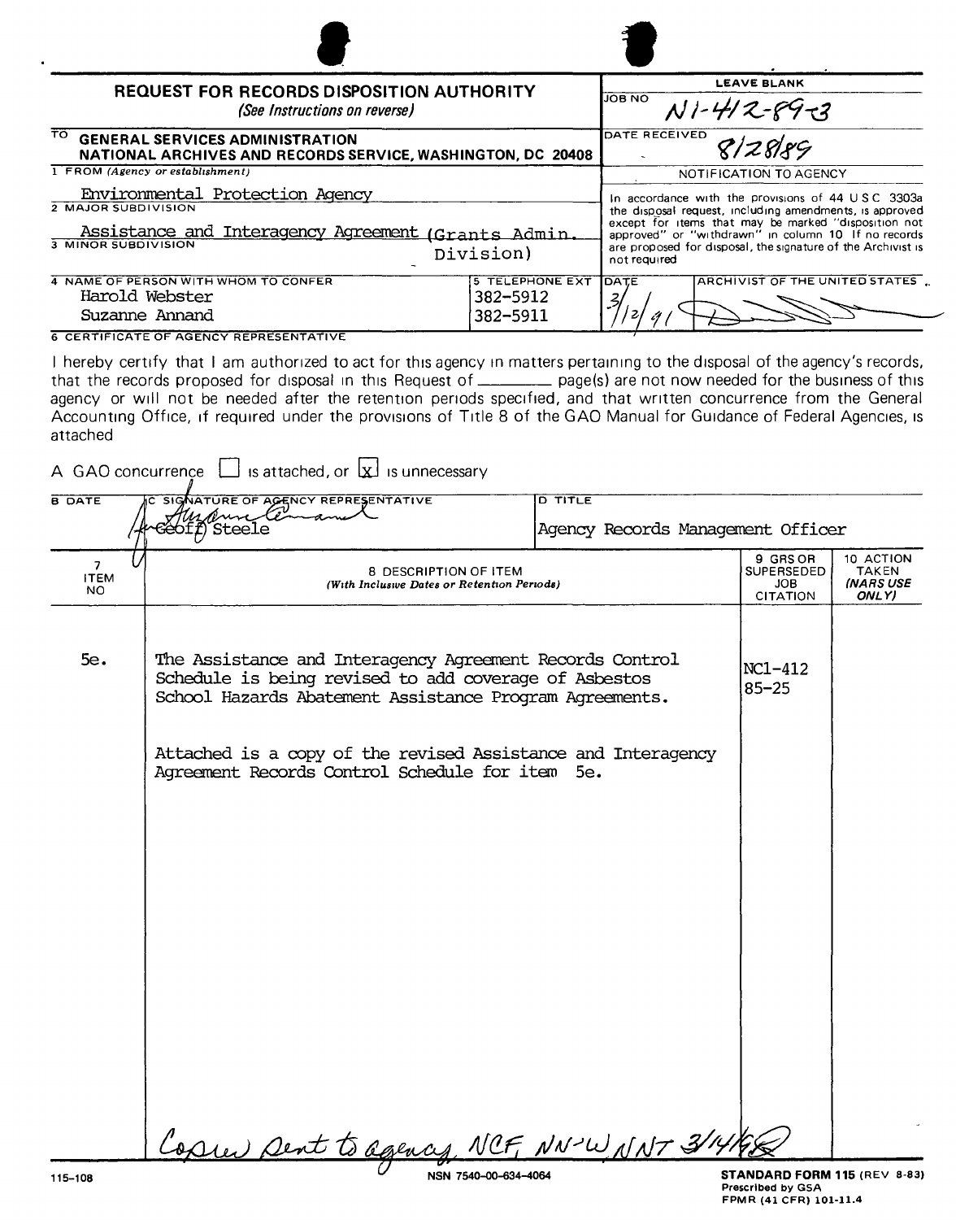# REQUEST FOR RECORDS DISPOSITION AUTHORITY

*(See Instructions on reverse)*

| | |
|---|---|
| **LEAVE BLANK** | |
| JOB NO | N1-412-89-3 |
| DATE RECEIVED | 8/28/89 |

TO **GENERAL SERVICES ADMINISTRATION**
**NATIONAL ARCHIVES AND RECORDS SERVICE, WASHINGTON, DC 20408**

1 FROM *(Agency or establishment)*
Environmental Protection Agency

2 MAJOR SUBDIVISION
Assistance and Interagency Agreement (Grants Admin. Division)

3 MINOR SUBDIVISION

4 NAME OF PERSON WITH WHOM TO CONFER
Harold Webster
Suzanne Annand

5 TELEPHONE EXT
382-5912
382-5911

**NOTIFICATION TO AGENCY**

In accordance with the provisions of 44 U S C 3303a the disposal request, including amendments, is approved except for items that may be marked "disposition not approved" or "withdrawn" in column 10 If no records are proposed for disposal, the signature of the Archivist is not required

DATE: 3/12/91 ARCHIVIST OF THE UNITED STATES: [signature]

6 CERTIFICATE OF AGENCY REPRESENTATIVE

I hereby certify that I am authorized to act for this agency in matters pertaining to the disposal of the agency's records, that the records proposed for disposal in this Request of ________ page(s) are not now needed for the business of this agency or will not be needed after the retention periods specified, and that written concurrence from the General Accounting Office, if required under the provisions of Title 8 of the GAO Manual for Guidance of Federal Agencies, is attached

A GAO concurrence ☐ is attached, or ☒ is unnecessary

| B DATE | C SIGNATURE OF AGENCY REPRESENTATIVE | D TITLE |
|---|---|---|
| | [signature] for Geoff Steele | Agency Records Management Officer |

| 7 ITEM NO | 8 DESCRIPTION OF ITEM *(With Inclusive Dates or Retention Periods)* | 9 GRS OR SUPERSEDED JOB CITATION | 10 ACTION TAKEN *(NARS USE ONLY)* |
|---|---|---|---|
| 5e. | The Assistance and Interagency Agreement Records Control Schedule is being revised to add coverage of Asbestos School Hazards Abatement Assistance Program Agreements.<br><br>Attached is a copy of the revised Assistance and Interagency Agreement Records Control Schedule for item 5e. | NC1-412 85-25 | |

Copies sent to agency, NCF, NN-W, NNT 3/14/91

115-108 NSN 7540-00-634-4064 **STANDARD FORM 115** (REV 8-83) Prescribed by GSA FPMR (41 CFR) 101-11.4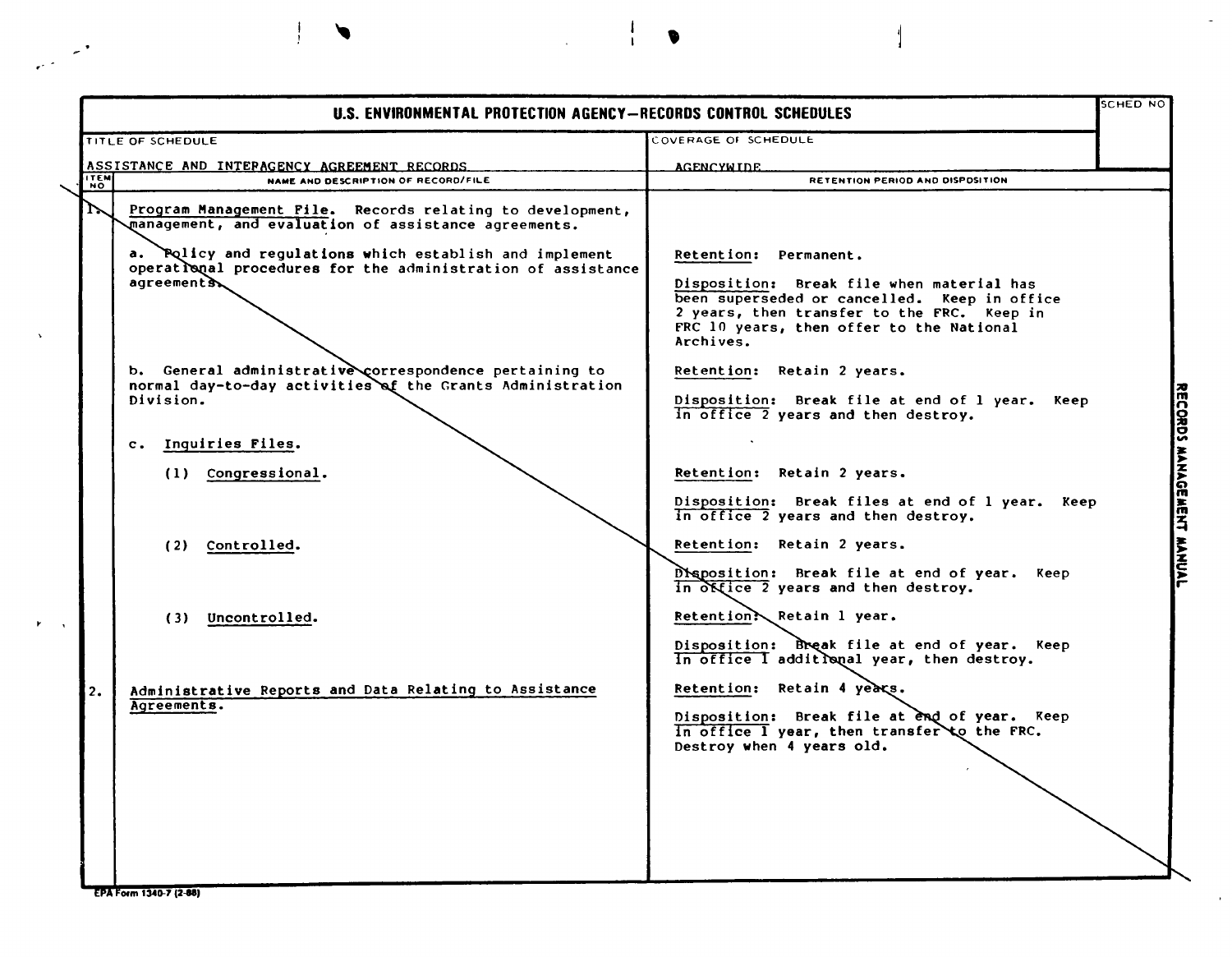# U.S. ENVIRONMENTAL PROTECTION AGENCY—RECORDS CONTROL SCHEDULES

| TITLE OF SCHEDULE | COVERAGE OF SCHEDULE | SCHED NO |
|---|---|---|
| ASSISTANCE AND INTERAGENCY AGREEMENT RECORDS | AGENCYWIDE | |

| ITEM NO | NAME AND DESCRIPTION OF RECORD/FILE | RETENTION PERIOD AND DISPOSITION |
|---|---|---|
| 1. | Program Management File. Records relating to development, management, and evaluation of assistance agreements. | |
| | a. Policy and regulations which establish and implement operational procedures for the administration of assistance agreements. | Retention: Permanent.<br><br>Disposition: Break file when material has been superseded or cancelled. Keep in office 2 years, then transfer to the FRC. Keep in FRC 10 years, then offer to the National Archives. |
| | b. General administrative correspondence pertaining to normal day-to-day activities of the Grants Administration Division. | Retention: Retain 2 years.<br><br>Disposition: Break file at end of 1 year. Keep in office 2 years and then destroy. |
| | c. Inquiries Files. | |
| | (1) Congressional. | Retention: Retain 2 years.<br><br>Disposition: Break files at end of 1 year. Keep in office 2 years and then destroy. |
| | (2) Controlled. | Retention: Retain 2 years.<br><br>Disposition: Break file at end of year. Keep in office 2 years and then destroy. |
| | (3) Uncontrolled. | Retention: Retain 1 year.<br><br>Disposition: Break file at end of year. Keep in office 1 additional year, then destroy. |
| 2. | Administrative Reports and Data Relating to Assistance Agreements. | Retention: Retain 4 years.<br><br>Disposition: Break file at end of year. Keep in office 1 year, then transfer to the FRC. Destroy when 4 years old. |

RECORDS MANAGEMENT MANUAL

EPA Form 1340-7 (2-88)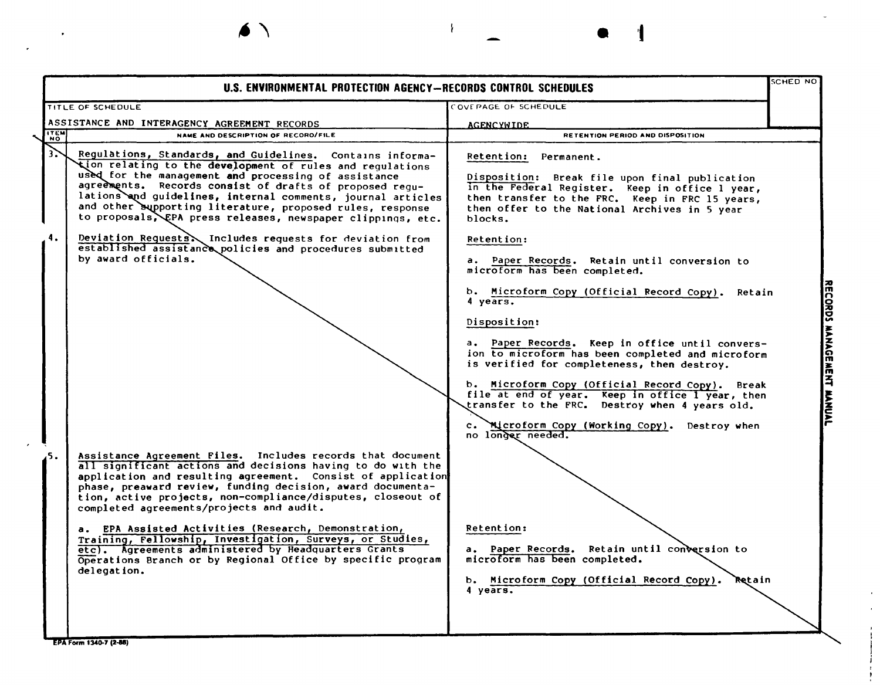# U.S. ENVIRONMENTAL PROTECTION AGENCY—RECORDS CONTROL SCHEDULES

| TITLE OF SCHEDULE | COVERAGE OF SCHEDULE | SCHED NO |
|---|---|---|
| ASSISTANCE AND INTERAGENCY AGREEMENT RECORDS | AGENCYWIDE | |

| ITEM NO | NAME AND DESCRIPTION OF RECORD/FILE | RETENTION PERIOD AND DISPOSITION |
|---|---|---|
| 3. | Regulations, Standards, and Guidelines. Contains information relating to the development of rules and regulations used for the management and processing of assistance agreements. Records consist of drafts of proposed regulations and guidelines, internal comments, journal articles and other supporting literature, proposed rules, response to proposals, EPA press releases, newspaper clippings, etc. | Retention: Permanent.<br><br>Disposition: Break file upon final publication in the Federal Register. Keep in office 1 year, then transfer to the FRC. Keep in FRC 15 years, then offer to the National Archives in 5 year blocks. |
| 4. | Deviation Requests. Includes requests for deviation from established assistance policies and procedures submitted by award officials. | Retention:<br><br>a. Paper Records. Retain until conversion to microform has been completed.<br><br>b. Microform Copy (Official Record Copy). Retain 4 years.<br><br>Disposition:<br><br>a. Paper Records. Keep in office until conversion to microform has been completed and microform is verified for completeness, then destroy.<br><br>b. Microform Copy (Official Record Copy). Break file at end of year. Keep in office 1 year, then transfer to the FRC. Destroy when 4 years old.<br><br>c. Microform Copy (Working Copy). Destroy when no longer needed. |
| 5. | Assistance Agreement Files. Includes records that document all significant actions and decisions having to do with the application and resulting agreement. Consist of application phase, preaward review, funding decision, award documentation, active projects, non-compliance/disputes, closeout of completed agreements/projects and audit.<br><br>a. EPA Assisted Activities (Research, Demonstration, Training, Fellowship, Investigation, Surveys, or Studies, etc). Agreements administered by Headquarters Grants Operations Branch or by Regional Office by specific program delegation. | Retention:<br><br>a. Paper Records. Retain until conversion to microform has been completed.<br><br>b. Microform Copy (Official Record Copy). Retain 4 years. |

EPA Form 1340-7 (2-88)

RECORDS MANAGEMENT MANUAL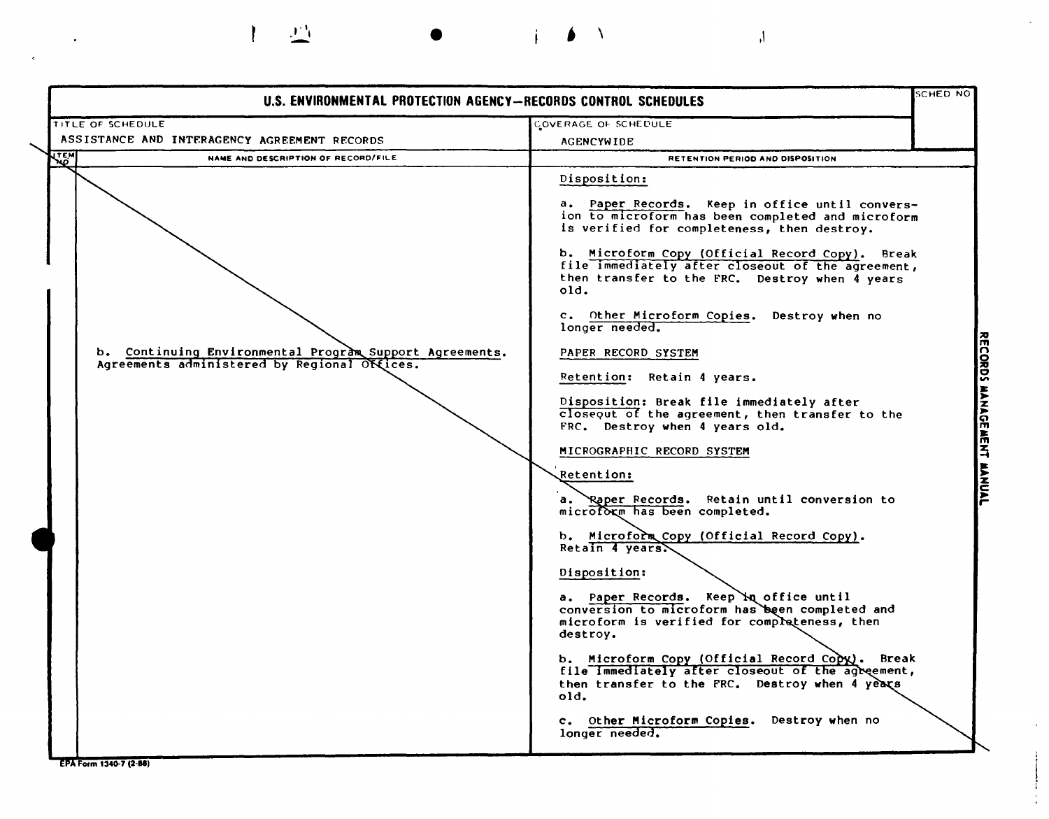# U.S. ENVIRONMENTAL PROTECTION AGENCY—RECORDS CONTROL SCHEDULES

| TITLE OF SCHEDULE | COVERAGE OF SCHEDULE | SCHED NO |
|---|---|---|
| ASSISTANCE AND INTERAGENCY AGREEMENT RECORDS | AGENCYWIDE | |

| ITEM NO | NAME AND DESCRIPTION OF RECORD/FILE | RETENTION PERIOD AND DISPOSITION |
|---|---|---|
| | | Disposition:<br><br>a. Paper Records. Keep in office until conversion to microform has been completed and microform is verified for completeness, then destroy.<br><br>b. Microform Copy (Official Record Copy). Break file immediately after closeout of the agreement, then transfer to the FRC. Destroy when 4 years old.<br><br>c. Other Microform Copies. Destroy when no longer needed. |
| | b. Continuing Environmental Program Support Agreements. Agreements administered by Regional Offices. | PAPER RECORD SYSTEM<br><br>Retention: Retain 4 years.<br><br>Disposition: Break file immediately after closeout of the agreement, then transfer to the FRC. Destroy when 4 years old.<br><br>MICROGRAPHIC RECORD SYSTEM<br><br>Retention:<br><br>a. Paper Records. Retain until conversion to microform has been completed.<br><br>b. Microform Copy (Official Record Copy). Retain 4 years.<br><br>Disposition:<br><br>a. Paper Records. Keep in office until conversion to microform has been completed and microform is verified for completeness, then destroy.<br><br>b. Microform Copy (Official Record Copy). Break file immediately after closeout of the agreement, then transfer to the FRC. Destroy when 4 years old.<br><br>c. Other Microform Copies. Destroy when no longer needed. |

RECORDS MANAGEMENT MANUAL

EPA Form 1340-7 (2-88)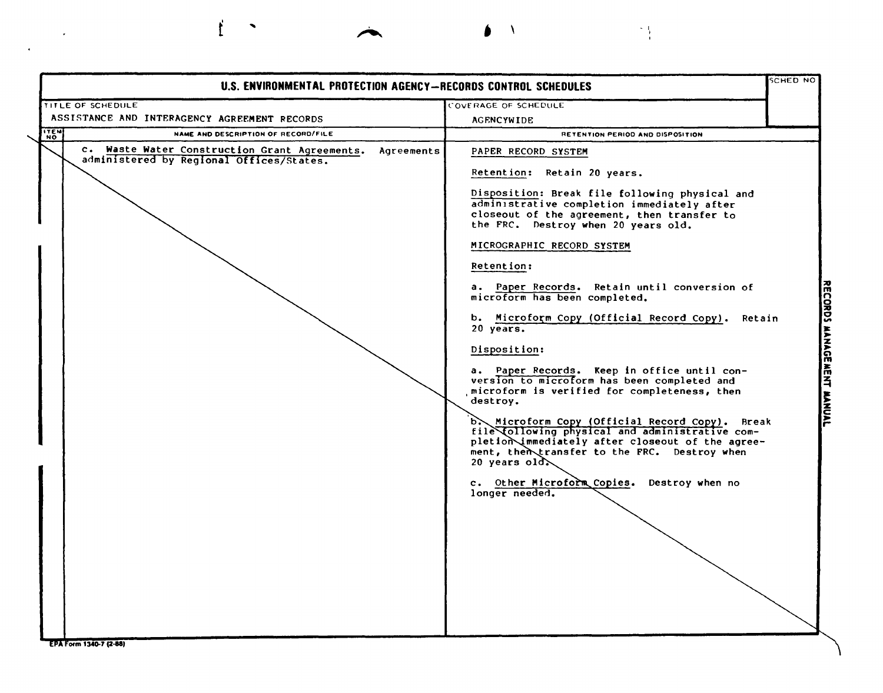# U.S. ENVIRONMENTAL PROTECTION AGENCY—RECORDS CONTROL SCHEDULES

| TITLE OF SCHEDULE | COVERAGE OF SCHEDULE | SCHED NO |
|---|---|---|
| ASSISTANCE AND INTERAGENCY AGREEMENT RECORDS | AGENCYWIDE | |

| ITEM NO | NAME AND DESCRIPTION OF RECORD/FILE | RETENTION PERIOD AND DISPOSITION |
|---|---|---|
| | c. Waste Water Construction Grant Agreements. Agreements administered by Regional Offices/States. | PAPER RECORD SYSTEM<br><br>Retention: Retain 20 years.<br><br>Disposition: Break file following physical and administrative completion immediately after closeout of the agreement, then transfer to the FRC. Destroy when 20 years old.<br><br>MICROGRAPHIC RECORD SYSTEM<br><br>Retention:<br><br>a. Paper Records. Retain until conversion of microform has been completed.<br><br>b. Microform Copy (Official Record Copy). Retain 20 years.<br><br>Disposition:<br><br>a. Paper Records. Keep in office until conversion to microform has been completed and microform is verified for completeness, then destroy.<br><br>b. Microform Copy (Official Record Copy). Break file following physical and administrative completion immediately after closeout of the agreement, then transfer to the FRC. Destroy when 20 years old.<br><br>c. Other Microform Copies. Destroy when no longer needed. |

RECORDS MANAGEMENT MANUAL

EPA Form 1340-7 (2-88)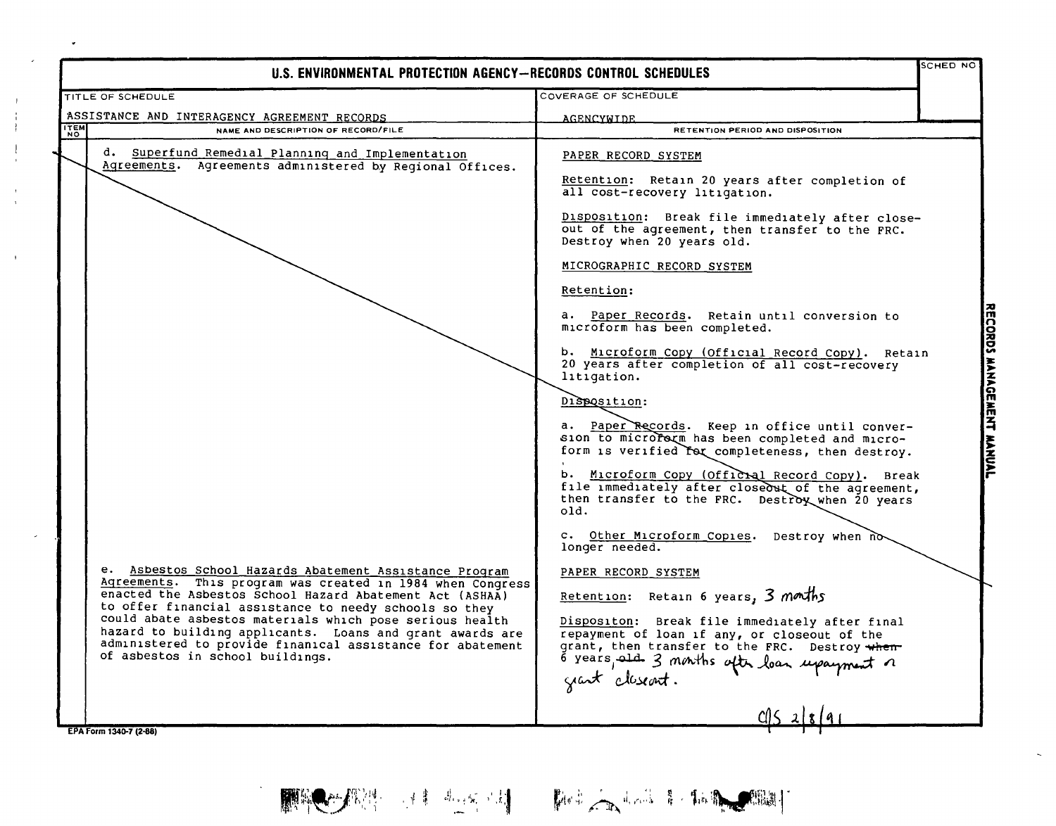# U.S. ENVIRONMENTAL PROTECTION AGENCY—RECORDS CONTROL SCHEDULES

| TITLE OF SCHEDULE | COVERAGE OF SCHEDULE | SCHED NO |
|---|---|---|
| ASSISTANCE AND INTERAGENCY AGREEMENT RECORDS | AGENCYWIDE | |

| ITEM NO | NAME AND DESCRIPTION OF RECORD/FILE | RETENTION PERIOD AND DISPOSITION |
|---|---|---|
| | d. Superfund Remedial Planning and Implementation Agreements. Agreements administered by Regional Offices. | PAPER RECORD SYSTEM<br><br>Retention: Retain 20 years after completion of all cost-recovery litigation.<br><br>Disposition: Break file immediately after close-out of the agreement, then transfer to the FRC. Destroy when 20 years old.<br><br>MICROGRAPHIC RECORD SYSTEM<br><br>Retention:<br><br>a. Paper Records. Retain until conversion to microform has been completed.<br><br>b. Microform Copy (Official Record Copy). Retain 20 years after completion of all cost-recovery litigation.<br><br>Disposition:<br><br>a. Paper Records. Keep in office until conversion to microform has been completed and microform is verified for completeness, then destroy.<br><br>b. Microform Copy (Official Record Copy). Break file immediately after closeout of the agreement, then transfer to the FRC. Destroy when 20 years old.<br><br>c. Other Microform Copies. Destroy when no longer needed. |
| | e. Asbestos School Hazards Abatement Assistance Program Agreements. This program was created in 1984 when Congress enacted the Asbestos School Hazard Abatement Act (ASHAA) to offer financial assistance to needy schools so they could abate asbestos materials which pose serious health hazard to building applicants. Loans and grant awards are administered to provide finanical assistance for abatement of asbestos in school buildings. | PAPER RECORD SYSTEM<br><br>Retention: Retain 6 years, 3 months<br><br>Dispositon: Break file immediately after final repayment of loan if any, or closeout of the grant, then transfer to the FRC. Destroy ~~when~~ 6 years, ~~old~~ 3 months after loan repayment or grant closeout.<br><br>CAS 2/8/91 |

EPA Form 1340-7 (2-88)

RECORDS MANAGEMENT MANUAL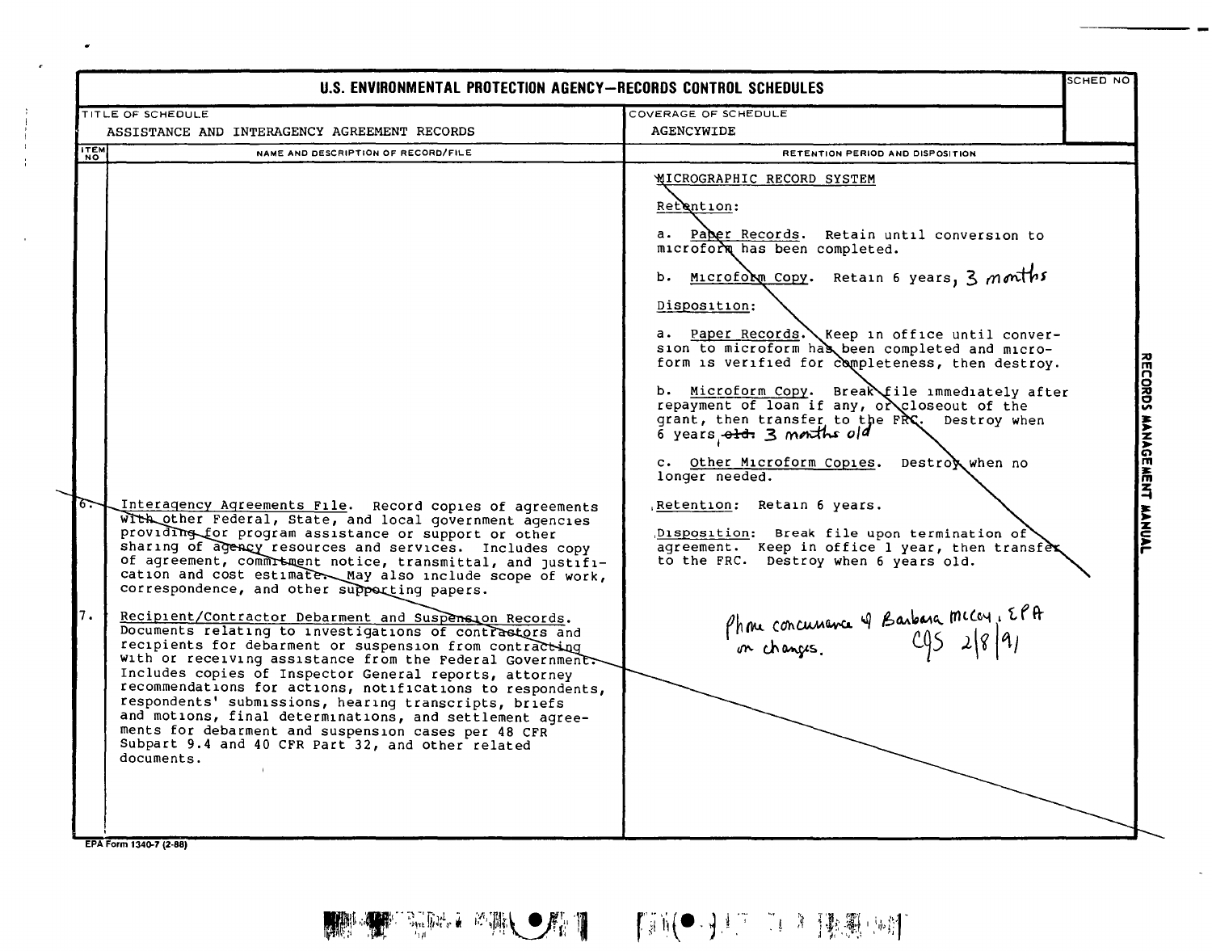# U.S. ENVIRONMENTAL PROTECTION AGENCY—RECORDS CONTROL SCHEDULES

| TITLE OF SCHEDULE | COVERAGE OF SCHEDULE | SCHED NO |
|---|---|---|
| ASSISTANCE AND INTERAGENCY AGREEMENT RECORDS | AGENCYWIDE | |

| ITEM NO | NAME AND DESCRIPTION OF RECORD/FILE | RETENTION PERIOD AND DISPOSITION |
|---|---|---|
| | | MICROGRAPHIC RECORD SYSTEM<br><br>Retention:<br><br>a. Paper Records. Retain until conversion to microform has been completed.<br><br>b. Microform Copy. Retain 6 years, 3 months<br><br>Disposition:<br><br>a. Paper Records. Keep in office until conversion to microform has been completed and microform is verified for completeness, then destroy.<br><br>b. Microform Copy. Break file immediately after repayment of loan if any, or closeout of the grant, then transfer to the FRC. Destroy when 6 years ~~old.~~ 3 months old<br><br>c. Other Microform Copies. Destroy when no longer needed. |
| 6. | Interagency Agreements File. Record copies of agreements with other Federal, State, and local government agencies providing for program assistance or support or other sharing of agency resources and services. Includes copy of agreement, commitment notice, transmittal, and justification and cost estimate. May also include scope of work, correspondence, and other supporting papers. | Retention: Retain 6 years.<br><br>Disposition: Break file upon termination of agreement. Keep in office 1 year, then transfer to the FRC. Destroy when 6 years old. |
| 7. | Recipient/Contractor Debarment and Suspension Records. Documents relating to investigations of contractors and recipients for debarment or suspension from contracting with or receiving assistance from the Federal Government. Includes copies of Inspector General reports, attorney recommendations for actions, notifications to respondents, respondents' submissions, hearing transcripts, briefs and motions, final determinations, and settlement agreements for debarment and suspension cases per 48 CFR Subpart 9.4 and 40 CFR Part 32, and other related documents. | Phone concurrence of Barbara McCoy, EPA on changes. CJS 2/8/91 |

EPA Form 1340-7 (2-88)

RECORDS MANAGEMENT MANUAL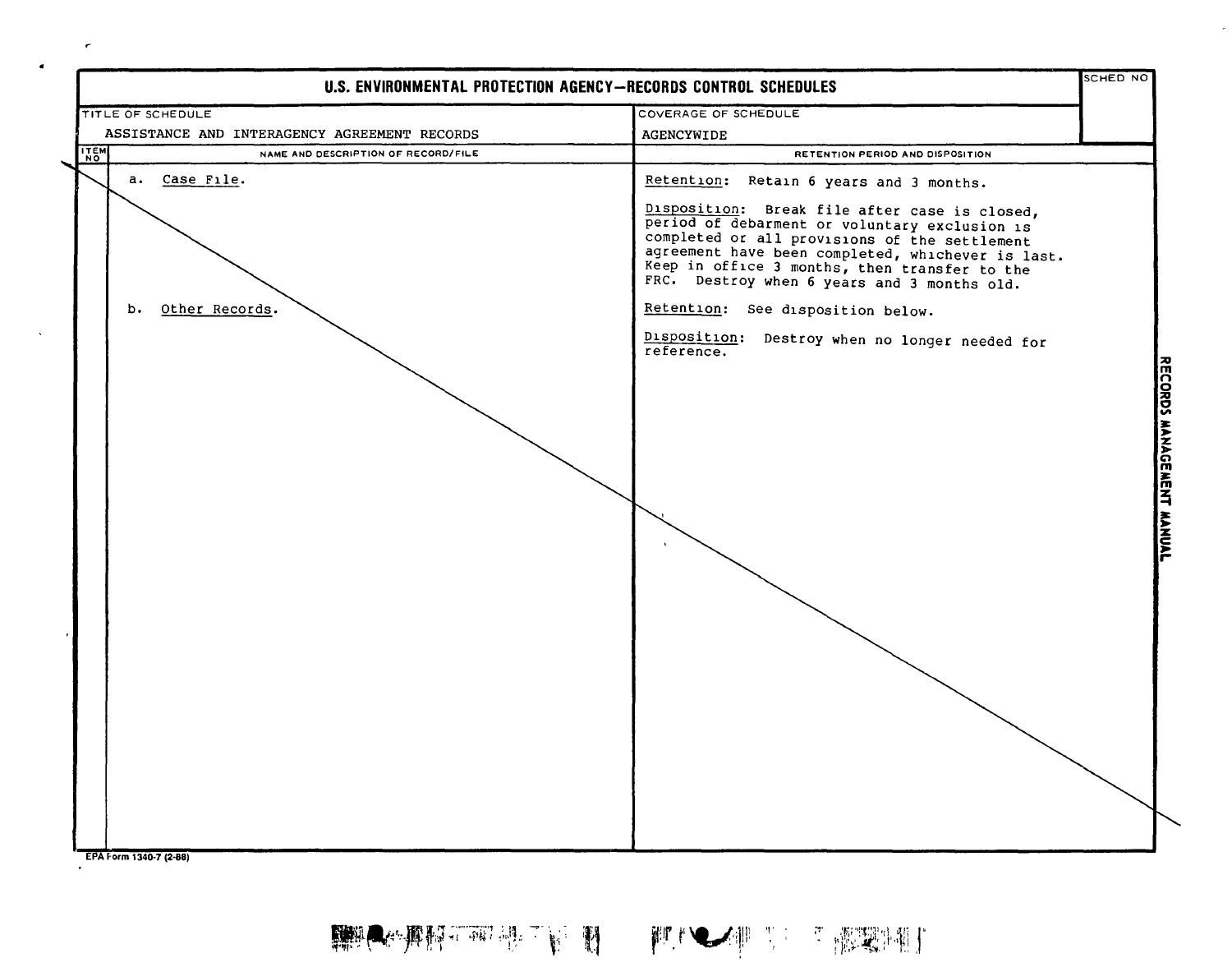# U.S. ENVIRONMENTAL PROTECTION AGENCY—RECORDS CONTROL SCHEDULES

SCHED NO

| TITLE OF SCHEDULE | COVERAGE OF SCHEDULE |
|---|---|
| ASSISTANCE AND INTERAGENCY AGREEMENT RECORDS | AGENCYWIDE |

| ITEM NO | NAME AND DESCRIPTION OF RECORD/FILE | RETENTION PERIOD AND DISPOSITION |
|---|---|---|
| | a. Case File. | Retention: Retain 6 years and 3 months.<br><br>Disposition: Break file after case is closed, period of debarment or voluntary exclusion is completed or all provisions of the settlement agreement have been completed, whichever is last. Keep in office 3 months, then transfer to the FRC. Destroy when 6 years and 3 months old. |
| | b. Other Records. | Retention: See disposition below.<br><br>Disposition: Destroy when no longer needed for reference. |

EPA Form 1340-7 (2-88)